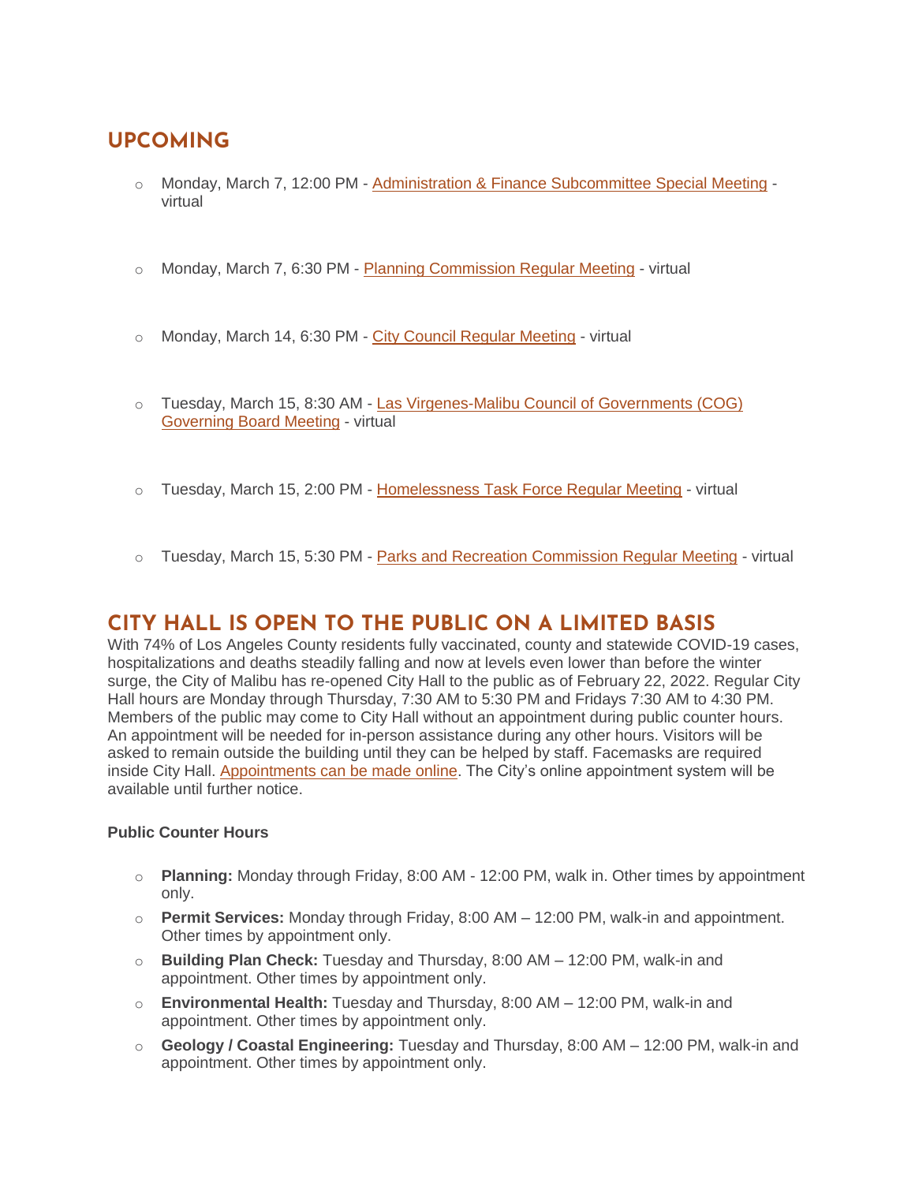## UPCOMING

- Monday, March 7, 12:00 PM - Administration & Finance Subcommittee Special Meeting - virtual
- Monday, March 7, 6:30 PM - Planning Commission Regular Meeting - virtual
- Monday, March 14, 6:30 PM - City Council Regular Meeting - virtual
- Tuesday, March 15, 8:30 AM - Las Virgenes-Malibu Council of Governments (COG) Governing Board Meeting - virtual
- Tuesday, March 15, 2:00 PM - Homelessness Task Force Regular Meeting - virtual
- Tuesday, March 15, 5:30 PM - Parks and Recreation Commission Regular Meeting - virtual

## CITY HALL IS OPEN TO THE PUBLIC ON A LIMITED BASIS

With 74% of Los Angeles County residents fully vaccinated, county and statewide COVID-19 cases, hospitalizations and deaths steadily falling and now at levels even lower than before the winter surge, the City of Malibu has re-opened City Hall to the public as of February 22, 2022. Regular City Hall hours are Monday through Thursday, 7:30 AM to 5:30 PM and Fridays 7:30 AM to 4:30 PM. Members of the public may come to City Hall without an appointment during public counter hours. An appointment will be needed for in-person assistance during any other hours. Visitors will be asked to remain outside the building until they can be helped by staff. Facemasks are required inside City Hall. Appointments can be made online. The City's online appointment system will be available until further notice.

**Public Counter Hours**

- **Planning:** Monday through Friday, 8:00 AM - 12:00 PM, walk in. Other times by appointment only.
- **Permit Services:** Monday through Friday, 8:00 AM – 12:00 PM, walk-in and appointment. Other times by appointment only.
- **Building Plan Check:** Tuesday and Thursday, 8:00 AM – 12:00 PM, walk-in and appointment. Other times by appointment only.
- **Environmental Health:** Tuesday and Thursday, 8:00 AM – 12:00 PM, walk-in and appointment. Other times by appointment only.
- **Geology / Coastal Engineering:** Tuesday and Thursday, 8:00 AM – 12:00 PM, walk-in and appointment. Other times by appointment only.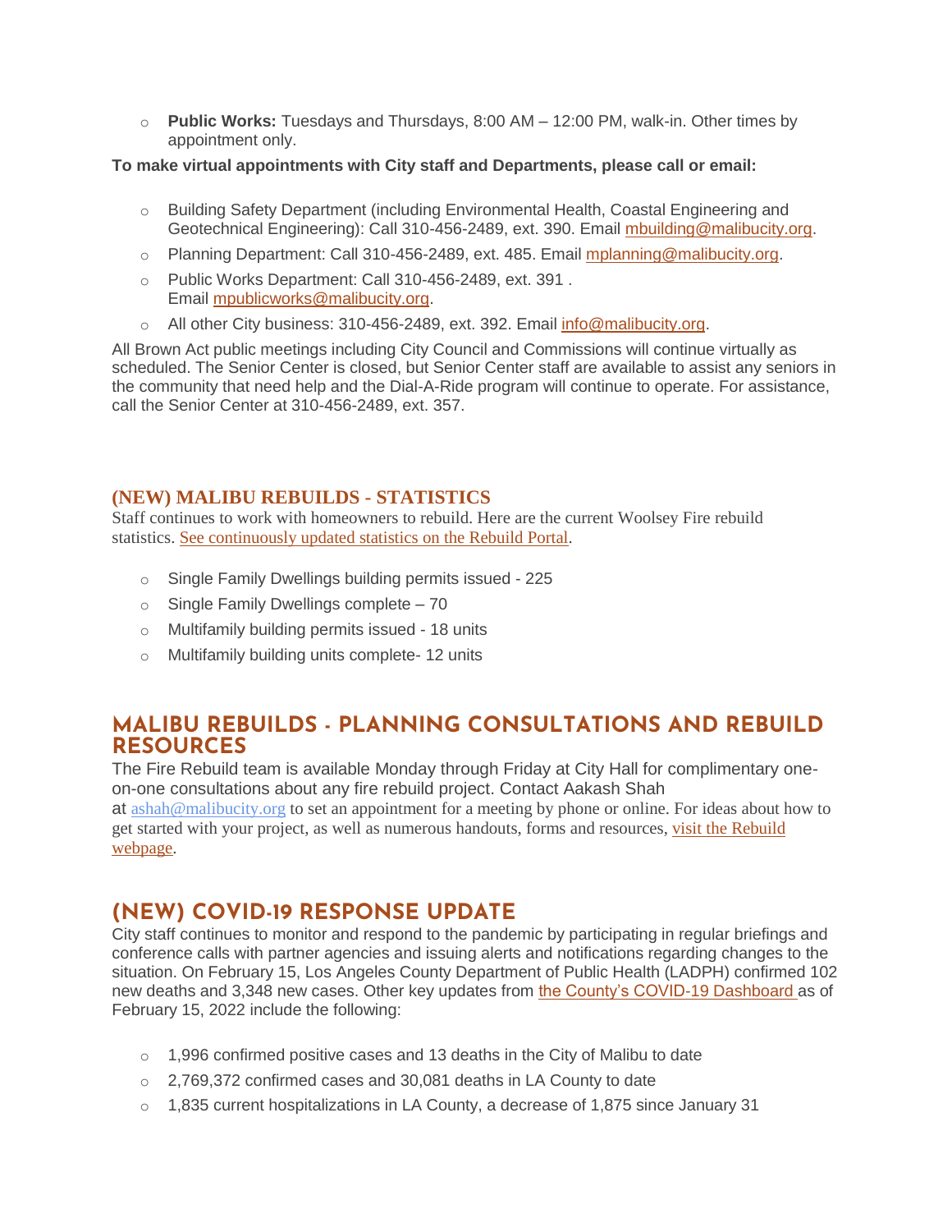- **Public Works:** Tuesdays and Thursdays, 8:00 AM – 12:00 PM, walk-in. Other times by appointment only.

**To make virtual appointments with City staff and Departments, please call or email:**

- Building Safety Department (including Environmental Health, Coastal Engineering and Geotechnical Engineering): Call 310-456-2489, ext. 390. Email mbuilding@malibucity.org.
- Planning Department: Call 310-456-2489, ext. 485. Email mplanning@malibucity.org.
- Public Works Department: Call 310-456-2489, ext. 391 . Email mpublicworks@malibucity.org.
- All other City business: 310-456-2489, ext. 392. Email info@malibucity.org.

All Brown Act public meetings including City Council and Commissions will continue virtually as scheduled. The Senior Center is closed, but Senior Center staff are available to assist any seniors in the community that need help and the Dial-A-Ride program will continue to operate. For assistance, call the Senior Center at 310-456-2489, ext. 357.

## (NEW) MALIBU REBUILDS - STATISTICS

Staff continues to work with homeowners to rebuild. Here are the current Woolsey Fire rebuild statistics. See continuously updated statistics on the Rebuild Portal.

- Single Family Dwellings building permits issued - 225
- Single Family Dwellings complete – 70
- Multifamily building permits issued - 18 units
- Multifamily building units complete- 12 units

## MALIBU REBUILDS - PLANNING CONSULTATIONS AND REBUILD RESOURCES

The Fire Rebuild team is available Monday through Friday at City Hall for complimentary one-on-one consultations about any fire rebuild project. Contact Aakash Shah at ashah@malibucity.org to set an appointment for a meeting by phone or online. For ideas about how to get started with your project, as well as numerous handouts, forms and resources, visit the Rebuild webpage.

## (NEW) COVID-19 RESPONSE UPDATE

City staff continues to monitor and respond to the pandemic by participating in regular briefings and conference calls with partner agencies and issuing alerts and notifications regarding changes to the situation. On February 15, Los Angeles County Department of Public Health (LADPH) confirmed 102 new deaths and 3,348 new cases. Other key updates from the County's COVID-19 Dashboard as of February 15, 2022 include the following:

- 1,996 confirmed positive cases and 13 deaths in the City of Malibu to date
- 2,769,372 confirmed cases and 30,081 deaths in LA County to date
- 1,835 current hospitalizations in LA County, a decrease of 1,875 since January 31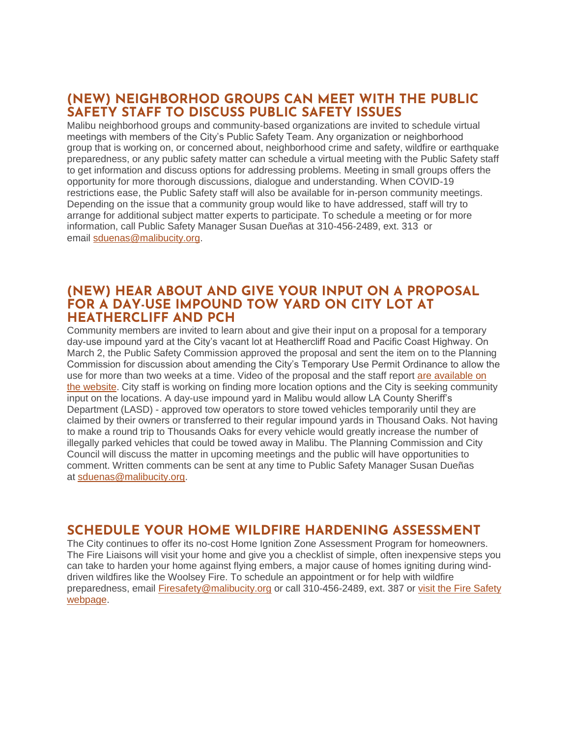## (NEW) NEIGHBORHOD GROUPS CAN MEET WITH THE PUBLIC SAFETY STAFF TO DISCUSS PUBLIC SAFETY ISSUES

Malibu neighborhood groups and community-based organizations are invited to schedule virtual meetings with members of the City's Public Safety Team. Any organization or neighborhood group that is working on, or concerned about, neighborhood crime and safety, wildfire or earthquake preparedness, or any public safety matter can schedule a virtual meeting with the Public Safety staff to get information and discuss options for addressing problems. Meeting in small groups offers the opportunity for more thorough discussions, dialogue and understanding. When COVID-19 restrictions ease, the Public Safety staff will also be available for in-person community meetings. Depending on the issue that a community group would like to have addressed, staff will try to arrange for additional subject matter experts to participate. To schedule a meeting or for more information, call Public Safety Manager Susan Dueñas at 310-456-2489, ext. 313 or email [sduenas@malibucity.org](mailto:sduenas@malibucity.org).

## (NEW) HEAR ABOUT AND GIVE YOUR INPUT ON A PROPOSAL FOR A DAY-USE IMPOUND TOW YARD ON CITY LOT AT HEATHERCLIFF AND PCH

Community members are invited to learn about and give their input on a proposal for a temporary day-use impound yard at the City's vacant lot at Heathercliff Road and Pacific Coast Highway. On March 2, the Public Safety Commission approved the proposal and sent the item on to the Planning Commission for discussion about amending the City's Temporary Use Permit Ordinance to allow the use for more than two weeks at a time. Video of the proposal and the staff report [are available on the website](). City staff is working on finding more location options and the City is seeking community input on the locations. A day-use impound yard in Malibu would allow LA County Sheriff's Department (LASD) - approved tow operators to store towed vehicles temporarily until they are claimed by their owners or transferred to their regular impound yards in Thousand Oaks. Not having to make a round trip to Thousands Oaks for every vehicle would greatly increase the number of illegally parked vehicles that could be towed away in Malibu. The Planning Commission and City Council will discuss the matter in upcoming meetings and the public will have opportunities to comment. Written comments can be sent at any time to Public Safety Manager Susan Dueñas at [sduenas@malibucity.org](mailto:sduenas@malibucity.org).

## SCHEDULE YOUR HOME WILDFIRE HARDENING ASSESSMENT

The City continues to offer its no-cost Home Ignition Zone Assessment Program for homeowners. The Fire Liaisons will visit your home and give you a checklist of simple, often inexpensive steps you can take to harden your home against flying embers, a major cause of homes igniting during wind-driven wildfires like the Woolsey Fire. To schedule an appointment or for help with wildfire preparedness, email [Firesafety@malibucity.org](mailto:Firesafety@malibucity.org) or call 310-456-2489, ext. 387 or [visit the Fire Safety webpage]().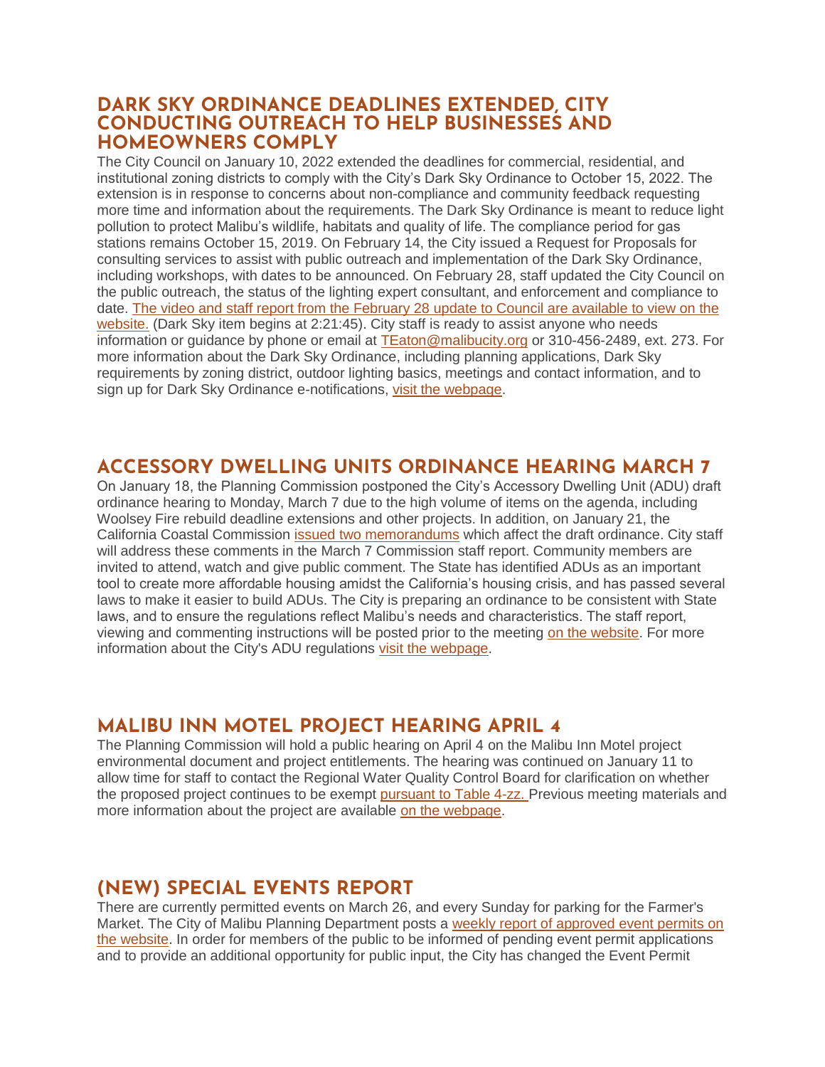## DARK SKY ORDINANCE DEADLINES EXTENDED, CITY CONDUCTING OUTREACH TO HELP BUSINESSES AND HOMEOWNERS COMPLY

The City Council on January 10, 2022 extended the deadlines for commercial, residential, and institutional zoning districts to comply with the City's Dark Sky Ordinance to October 15, 2022. The extension is in response to concerns about non-compliance and community feedback requesting more time and information about the requirements. The Dark Sky Ordinance is meant to reduce light pollution to protect Malibu's wildlife, habitats and quality of life. The compliance period for gas stations remains October 15, 2019. On February 14, the City issued a Request for Proposals for consulting services to assist with public outreach and implementation of the Dark Sky Ordinance, including workshops, with dates to be announced. On February 28, staff updated the City Council on the public outreach, the status of the lighting expert consultant, and enforcement and compliance to date. The video and staff report from the February 28 update to Council are available to view on the website. (Dark Sky item begins at 2:21:45). City staff is ready to assist anyone who needs information or guidance by phone or email at TEaton@malibucity.org or 310-456-2489, ext. 273. For more information about the Dark Sky Ordinance, including planning applications, Dark Sky requirements by zoning district, outdoor lighting basics, meetings and contact information, and to sign up for Dark Sky Ordinance e-notifications, visit the webpage.

## ACCESSORY DWELLING UNITS ORDINANCE HEARING MARCH 7

On January 18, the Planning Commission postponed the City's Accessory Dwelling Unit (ADU) draft ordinance hearing to Monday, March 7 due to the high volume of items on the agenda, including Woolsey Fire rebuild deadline extensions and other projects. In addition, on January 21, the California Coastal Commission issued two memorandums which affect the draft ordinance. City staff will address these comments in the March 7 Commission staff report. Community members are invited to attend, watch and give public comment. The State has identified ADUs as an important tool to create more affordable housing amidst the California's housing crisis, and has passed several laws to make it easier to build ADUs. The City is preparing an ordinance to be consistent with State laws, and to ensure the regulations reflect Malibu's needs and characteristics. The staff report, viewing and commenting instructions will be posted prior to the meeting on the website. For more information about the City's ADU regulations visit the webpage.

## MALIBU INN MOTEL PROJECT HEARING APRIL 4

The Planning Commission will hold a public hearing on April 4 on the Malibu Inn Motel project environmental document and project entitlements. The hearing was continued on January 11 to allow time for staff to contact the Regional Water Quality Control Board for clarification on whether the proposed project continues to be exempt pursuant to Table 4-zz. Previous meeting materials and more information about the project are available on the webpage.

## (NEW) SPECIAL EVENTS REPORT

There are currently permitted events on March 26, and every Sunday for parking for the Farmer's Market. The City of Malibu Planning Department posts a weekly report of approved event permits on the website. In order for members of the public to be informed of pending event permit applications and to provide an additional opportunity for public input, the City has changed the Event Permit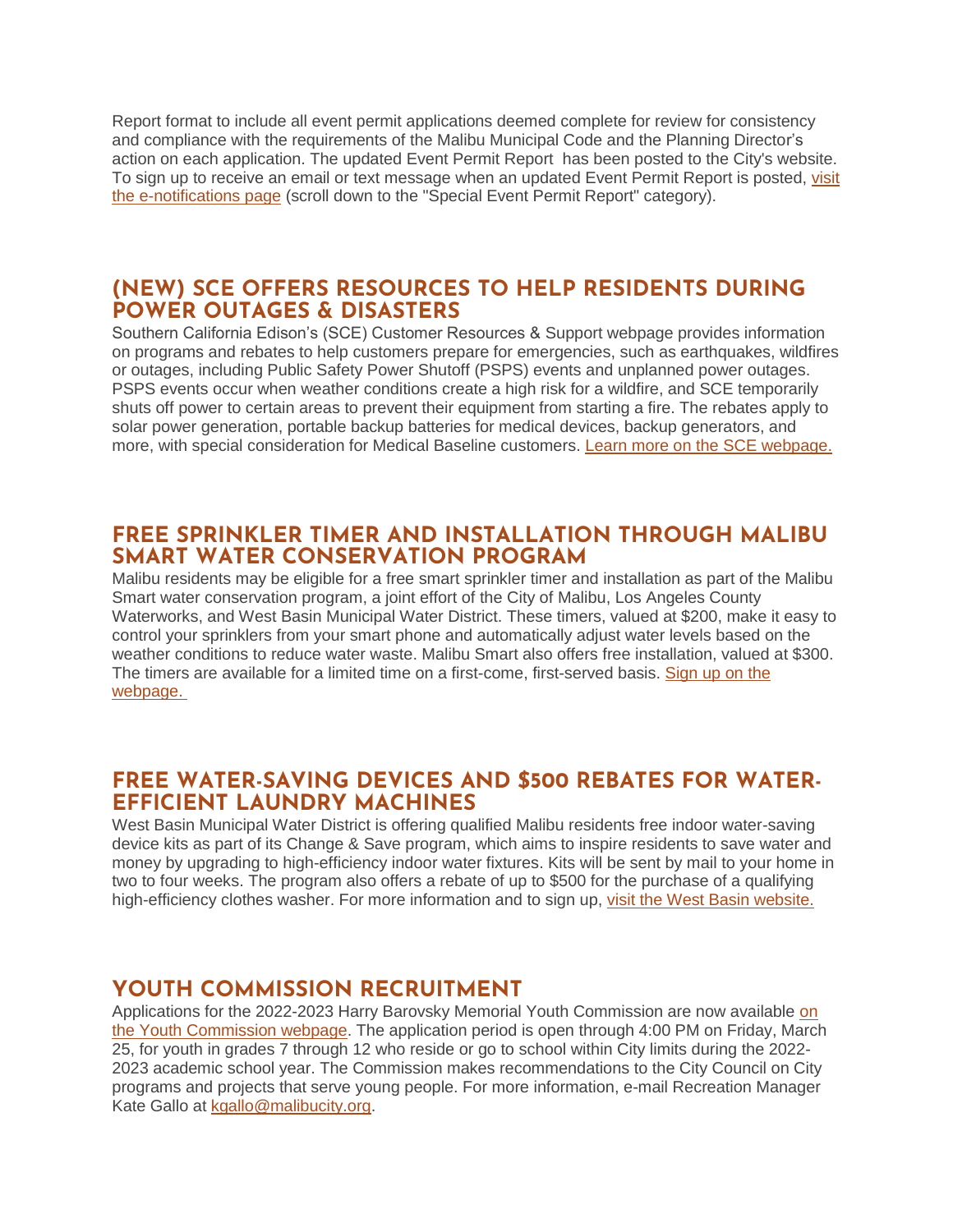Report format to include all event permit applications deemed complete for review for consistency and compliance with the requirements of the Malibu Municipal Code and the Planning Director's action on each application. The updated Event Permit Report has been posted to the City's website. To sign up to receive an email or text message when an updated Event Permit Report is posted, visit the e-notifications page (scroll down to the "Special Event Permit Report" category).

## (NEW) SCE OFFERS RESOURCES TO HELP RESIDENTS DURING POWER OUTAGES & DISASTERS

Southern California Edison's (SCE) Customer Resources & Support webpage provides information on programs and rebates to help customers prepare for emergencies, such as earthquakes, wildfires or outages, including Public Safety Power Shutoff (PSPS) events and unplanned power outages. PSPS events occur when weather conditions create a high risk for a wildfire, and SCE temporarily shuts off power to certain areas to prevent their equipment from starting a fire. The rebates apply to solar power generation, portable backup batteries for medical devices, backup generators, and more, with special consideration for Medical Baseline customers. Learn more on the SCE webpage.

## FREE SPRINKLER TIMER AND INSTALLATION THROUGH MALIBU SMART WATER CONSERVATION PROGRAM

Malibu residents may be eligible for a free smart sprinkler timer and installation as part of the Malibu Smart water conservation program, a joint effort of the City of Malibu, Los Angeles County Waterworks, and West Basin Municipal Water District. These timers, valued at $200, make it easy to control your sprinklers from your smart phone and automatically adjust water levels based on the weather conditions to reduce water waste. Malibu Smart also offers free installation, valued at $300. The timers are available for a limited time on a first-come, first-served basis. Sign up on the webpage.

## FREE WATER-SAVING DEVICES AND $500 REBATES FOR WATER-EFFICIENT LAUNDRY MACHINES

West Basin Municipal Water District is offering qualified Malibu residents free indoor water-saving device kits as part of its Change & Save program, which aims to inspire residents to save water and money by upgrading to high-efficiency indoor water fixtures. Kits will be sent by mail to your home in two to four weeks. The program also offers a rebate of up to $500 for the purchase of a qualifying high-efficiency clothes washer. For more information and to sign up, visit the West Basin website.

## YOUTH COMMISSION RECRUITMENT

Applications for the 2022-2023 Harry Barovsky Memorial Youth Commission are now available on the Youth Commission webpage. The application period is open through 4:00 PM on Friday, March 25, for youth in grades 7 through 12 who reside or go to school within City limits during the 2022-2023 academic school year. The Commission makes recommendations to the City Council on City programs and projects that serve young people. For more information, e-mail Recreation Manager Kate Gallo at kgallo@malibucity.org.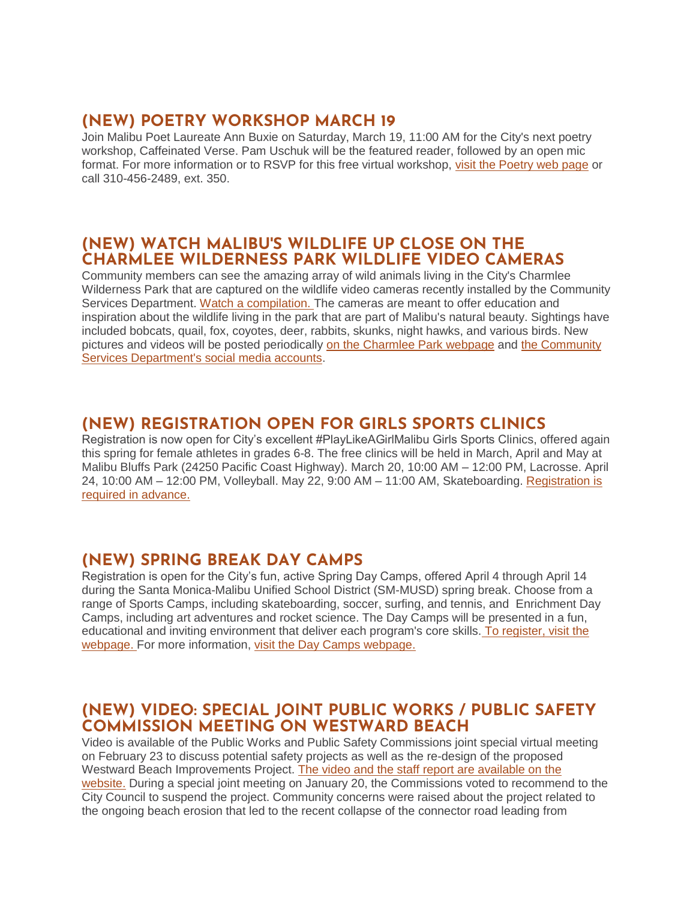## (NEW) POETRY WORKSHOP MARCH 19

Join Malibu Poet Laureate Ann Buxie on Saturday, March 19, 11:00 AM for the City's next poetry workshop, Caffeinated Verse. Pam Uschuk will be the featured reader, followed by an open mic format. For more information or to RSVP for this free virtual workshop, visit the Poetry web page or call 310-456-2489, ext. 350.

## (NEW) WATCH MALIBU'S WILDLIFE UP CLOSE ON THE CHARMLEE WILDERNESS PARK WILDLIFE VIDEO CAMERAS

Community members can see the amazing array of wild animals living in the City's Charmlee Wilderness Park that are captured on the wildlife video cameras recently installed by the Community Services Department. Watch a compilation. The cameras are meant to offer education and inspiration about the wildlife living in the park that are part of Malibu's natural beauty. Sightings have included bobcats, quail, fox, coyotes, deer, rabbits, skunks, night hawks, and various birds. New pictures and videos will be posted periodically on the Charmlee Park webpage and the Community Services Department's social media accounts.

## (NEW) REGISTRATION OPEN FOR GIRLS SPORTS CLINICS

Registration is now open for City's excellent #PlayLikeAGirlMalibu Girls Sports Clinics, offered again this spring for female athletes in grades 6-8. The free clinics will be held in March, April and May at Malibu Bluffs Park (24250 Pacific Coast Highway). March 20, 10:00 AM – 12:00 PM, Lacrosse. April 24, 10:00 AM – 12:00 PM, Volleyball. May 22, 9:00 AM – 11:00 AM, Skateboarding. Registration is required in advance.

## (NEW) SPRING BREAK DAY CAMPS

Registration is open for the City's fun, active Spring Day Camps, offered April 4 through April 14 during the Santa Monica-Malibu Unified School District (SM-MUSD) spring break. Choose from a range of Sports Camps, including skateboarding, soccer, surfing, and tennis, and Enrichment Day Camps, including art adventures and rocket science. The Day Camps will be presented in a fun, educational and inviting environment that deliver each program's core skills. To register, visit the webpage. For more information, visit the Day Camps webpage.

## (NEW) VIDEO: SPECIAL JOINT PUBLIC WORKS / PUBLIC SAFETY COMMISSION MEETING ON WESTWARD BEACH

Video is available of the Public Works and Public Safety Commissions joint special virtual meeting on February 23 to discuss potential safety projects as well as the re-design of the proposed Westward Beach Improvements Project. The video and the staff report are available on the website. During a special joint meeting on January 20, the Commissions voted to recommend to the City Council to suspend the project. Community concerns were raised about the project related to the ongoing beach erosion that led to the recent collapse of the connector road leading from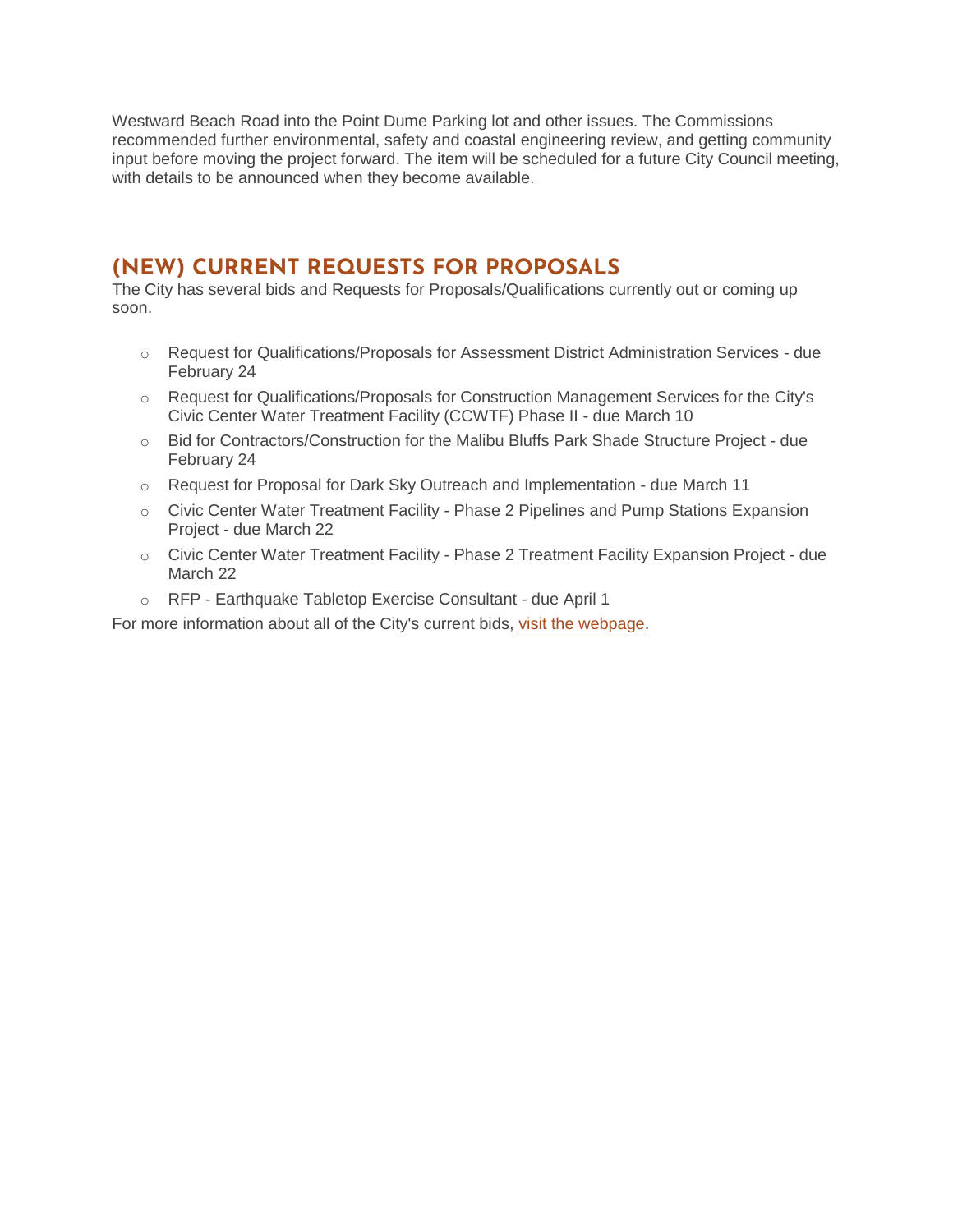Westward Beach Road into the Point Dume Parking lot and other issues. The Commissions recommended further environmental, safety and coastal engineering review, and getting community input before moving the project forward. The item will be scheduled for a future City Council meeting, with details to be announced when they become available.

## (NEW) CURRENT REQUESTS FOR PROPOSALS

The City has several bids and Requests for Proposals/Qualifications currently out or coming up soon.

- Request for Qualifications/Proposals for Assessment District Administration Services - due February 24
- Request for Qualifications/Proposals for Construction Management Services for the City's Civic Center Water Treatment Facility (CCWTF) Phase II - due March 10
- Bid for Contractors/Construction for the Malibu Bluffs Park Shade Structure Project - due February 24
- Request for Proposal for Dark Sky Outreach and Implementation - due March 11
- Civic Center Water Treatment Facility - Phase 2 Pipelines and Pump Stations Expansion Project - due March 22
- Civic Center Water Treatment Facility - Phase 2 Treatment Facility Expansion Project - due March 22
- RFP - Earthquake Tabletop Exercise Consultant - due April 1

For more information about all of the City's current bids, visit the webpage.